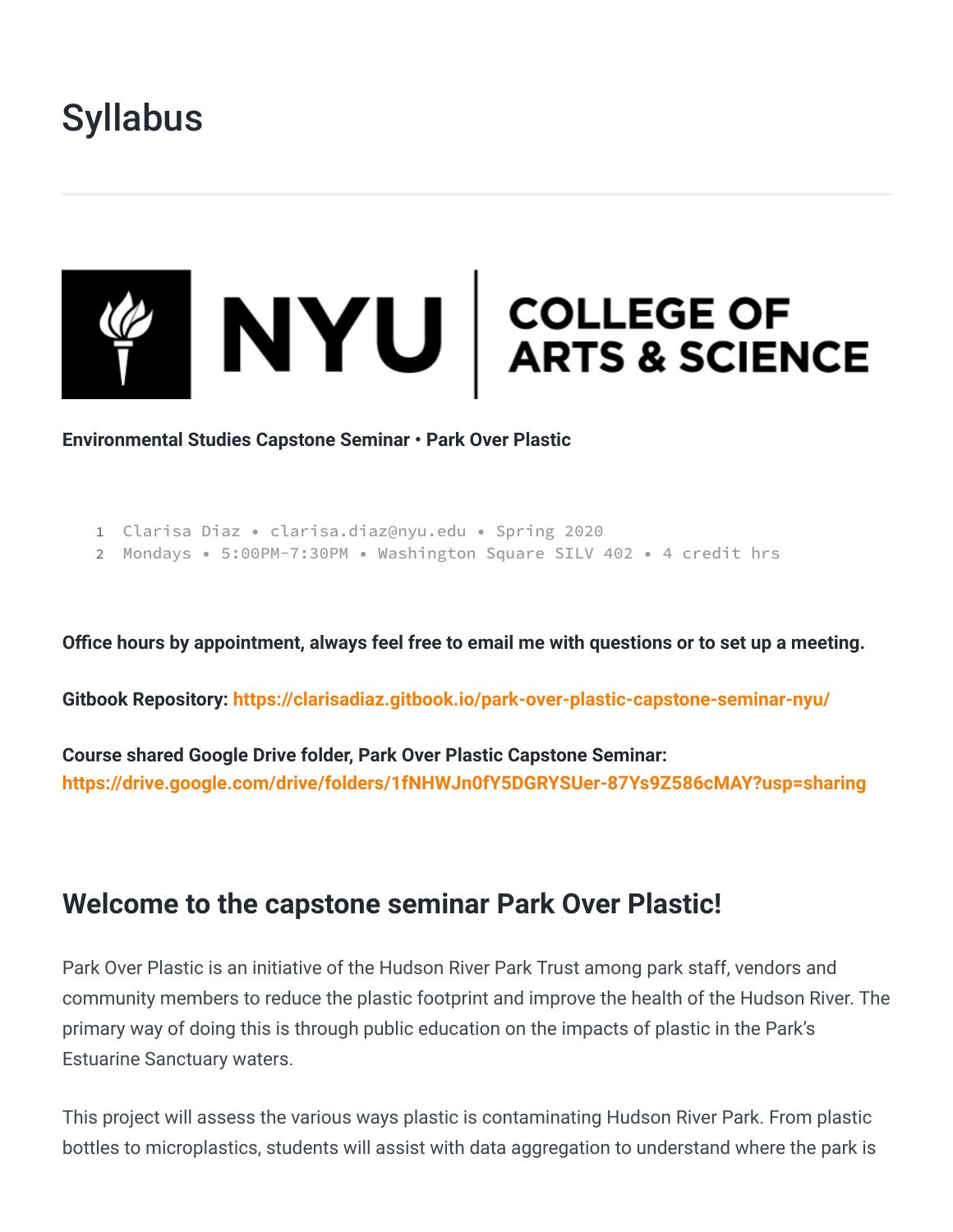# Syllabus

**Environmental Studies Capstone Seminar • Park Over Plastic**

```
Clarisa Diaz • clarisa.diaz@nyu.edu • Spring 2020
Mondays • 5:00PM-7:30PM • Washington Square SILV 402 • 4 credit hrs
```

**Office hours by appointment, always feel free to email me with questions or to set up a meeting.**

**Gitbook Repository:** https://clarisadiaz.gitbook.io/park-over-plastic-capstone-seminar-nyu/

**Course shared Google Drive folder, Park Over Plastic Capstone Seminar:** https://drive.google.com/drive/folders/1fNHWJn0fY5DGRYSUer-87Ys9Z586cMAY?usp=sharing

## Welcome to the capstone seminar Park Over Plastic!

Park Over Plastic is an initiative of the Hudson River Park Trust among park staff, vendors and community members to reduce the plastic footprint and improve the health of the Hudson River. The primary way of doing this is through public education on the impacts of plastic in the Park's Estuarine Sanctuary waters.

This project will assess the various ways plastic is contaminating Hudson River Park. From plastic bottles to microplastics, students will assist with data aggregation to understand where the park is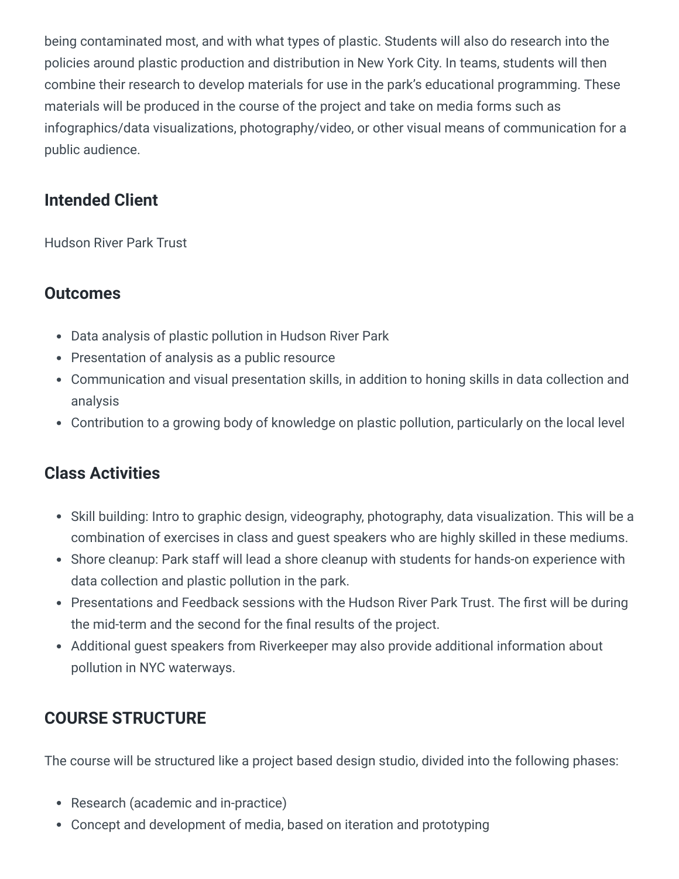being contaminated most, and with what types of plastic. Students will also do research into the policies around plastic production and distribution in New York City. In teams, students will then combine their research to develop materials for use in the park's educational programming. These materials will be produced in the course of the project and take on media forms such as infographics/data visualizations, photography/video, or other visual means of communication for a public audience.

### Intended Client

Hudson River Park Trust

### Outcomes

- Data analysis of plastic pollution in Hudson River Park
- Presentation of analysis as a public resource
- Communication and visual presentation skills, in addition to honing skills in data collection and analysis
- Contribution to a growing body of knowledge on plastic pollution, particularly on the local level

### Class Activities

- Skill building: Intro to graphic design, videography, photography, data visualization. This will be a combination of exercises in class and guest speakers who are highly skilled in these mediums.
- Shore cleanup: Park staff will lead a shore cleanup with students for hands-on experience with data collection and plastic pollution in the park.
- Presentations and Feedback sessions with the Hudson River Park Trust. The first will be during the mid-term and the second for the final results of the project.
- Additional guest speakers from Riverkeeper may also provide additional information about pollution in NYC waterways.

## COURSE STRUCTURE

The course will be structured like a project based design studio, divided into the following phases:

- Research (academic and in-practice)
- Concept and development of media, based on iteration and prototyping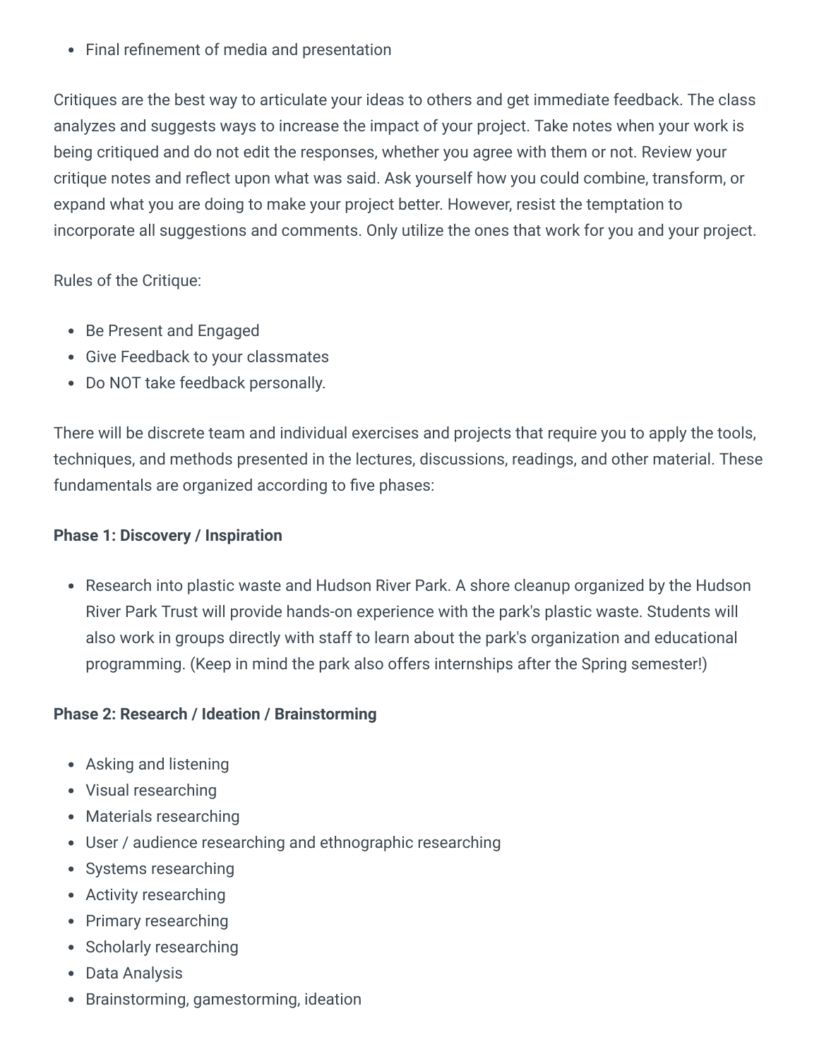- Final refinement of media and presentation

Critiques are the best way to articulate your ideas to others and get immediate feedback. The class analyzes and suggests ways to increase the impact of your project. Take notes when your work is being critiqued and do not edit the responses, whether you agree with them or not. Review your critique notes and reflect upon what was said. Ask yourself how you could combine, transform, or expand what you are doing to make your project better. However, resist the temptation to incorporate all suggestions and comments. Only utilize the ones that work for you and your project.

Rules of the Critique:

- Be Present and Engaged
- Give Feedback to your classmates
- Do NOT take feedback personally.

There will be discrete team and individual exercises and projects that require you to apply the tools, techniques, and methods presented in the lectures, discussions, readings, and other material. These fundamentals are organized according to five phases:

**Phase 1: Discovery / Inspiration**

- Research into plastic waste and Hudson River Park. A shore cleanup organized by the Hudson River Park Trust will provide hands-on experience with the park's plastic waste. Students will also work in groups directly with staff to learn about the park's organization and educational programming. (Keep in mind the park also offers internships after the Spring semester!)

**Phase 2: Research / Ideation / Brainstorming**

- Asking and listening
- Visual researching
- Materials researching
- User / audience researching and ethnographic researching
- Systems researching
- Activity researching
- Primary researching
- Scholarly researching
- Data Analysis
- Brainstorming, gamestorming, ideation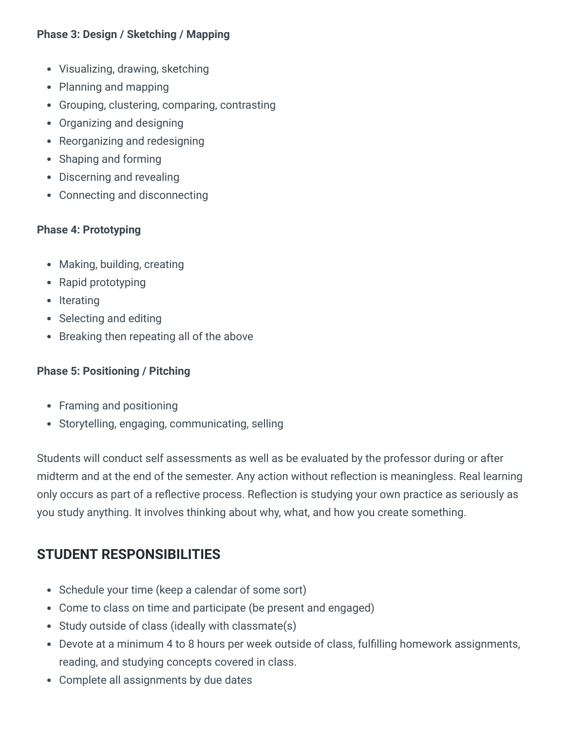**Phase 3: Design / Sketching / Mapping**

- Visualizing, drawing, sketching
- Planning and mapping
- Grouping, clustering, comparing, contrasting
- Organizing and designing
- Reorganizing and redesigning
- Shaping and forming
- Discerning and revealing
- Connecting and disconnecting

**Phase 4: Prototyping**

- Making, building, creating
- Rapid prototyping
- Iterating
- Selecting and editing
- Breaking then repeating all of the above

**Phase 5: Positioning / Pitching**

- Framing and positioning
- Storytelling, engaging, communicating, selling

Students will conduct self assessments as well as be evaluated by the professor during or after midterm and at the end of the semester. Any action without reflection is meaningless. Real learning only occurs as part of a reflective process. Reflection is studying your own practice as seriously as you study anything. It involves thinking about why, what, and how you create something.

## STUDENT RESPONSIBILITIES

- Schedule your time (keep a calendar of some sort)
- Come to class on time and participate (be present and engaged)
- Study outside of class (ideally with classmate(s)
- Devote at a minimum 4 to 8 hours per week outside of class, fulfilling homework assignments, reading, and studying concepts covered in class.
- Complete all assignments by due dates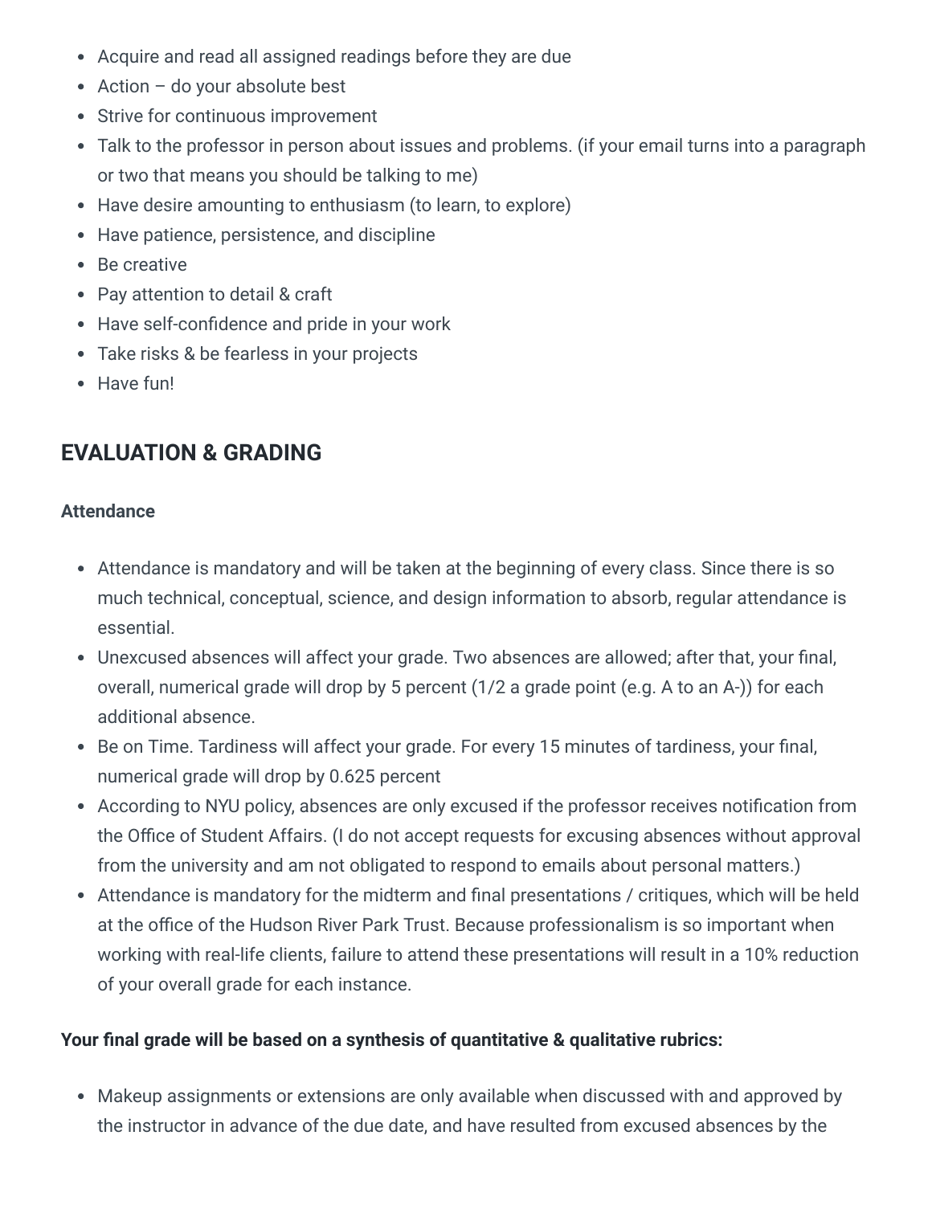- Acquire and read all assigned readings before they are due
- Action – do your absolute best
- Strive for continuous improvement
- Talk to the professor in person about issues and problems. (if your email turns into a paragraph or two that means you should be talking to me)
- Have desire amounting to enthusiasm (to learn, to explore)
- Have patience, persistence, and discipline
- Be creative
- Pay attention to detail & craft
- Have self-confidence and pride in your work
- Take risks & be fearless in your projects
- Have fun!

## EVALUATION & GRADING

**Attendance**

- Attendance is mandatory and will be taken at the beginning of every class. Since there is so much technical, conceptual, science, and design information to absorb, regular attendance is essential.
- Unexcused absences will affect your grade. Two absences are allowed; after that, your final, overall, numerical grade will drop by 5 percent (1/2 a grade point (e.g. A to an A-)) for each additional absence.
- Be on Time. Tardiness will affect your grade. For every 15 minutes of tardiness, your final, numerical grade will drop by 0.625 percent
- According to NYU policy, absences are only excused if the professor receives notification from the Office of Student Affairs. (I do not accept requests for excusing absences without approval from the university and am not obligated to respond to emails about personal matters.)
- Attendance is mandatory for the midterm and final presentations / critiques, which will be held at the office of the Hudson River Park Trust. Because professionalism is so important when working with real-life clients, failure to attend these presentations will result in a 10% reduction of your overall grade for each instance.

**Your final grade will be based on a synthesis of quantitative & qualitative rubrics:**

- Makeup assignments or extensions are only available when discussed with and approved by the instructor in advance of the due date, and have resulted from excused absences by the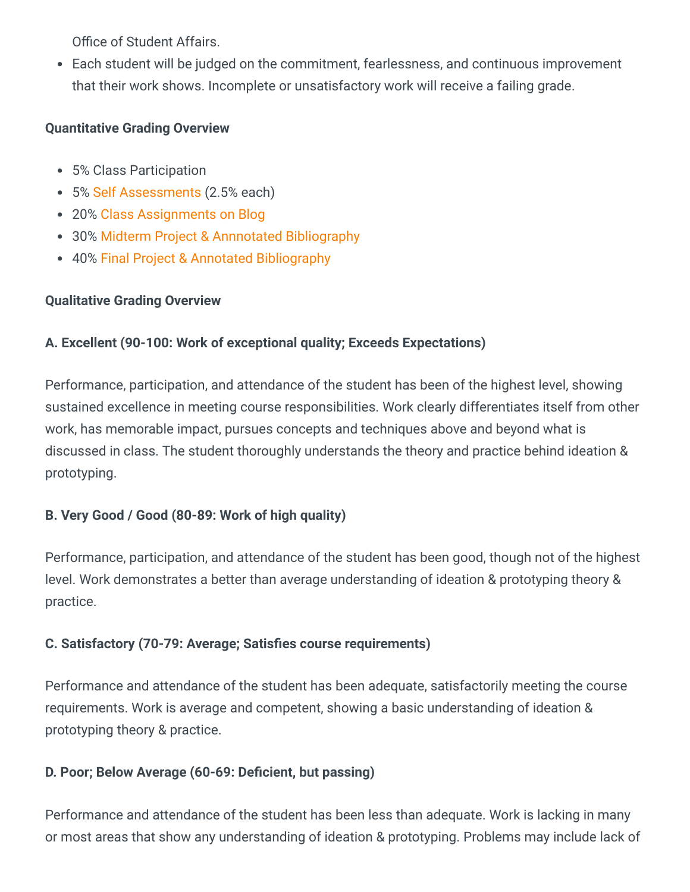Office of Student Affairs.

- Each student will be judged on the commitment, fearlessness, and continuous improvement that their work shows. Incomplete or unsatisfactory work will receive a failing grade.

**Quantitative Grading Overview**

- 5% Class Participation
- 5% Self Assessments (2.5% each)
- 20% Class Assignments on Blog
- 30% Midterm Project & Annnotated Bibliography
- 40% Final Project & Annnotated Bibliography

**Qualitative Grading Overview**

**A. Excellent (90-100: Work of exceptional quality; Exceeds Expectations)**

Performance, participation, and attendance of the student has been of the highest level, showing sustained excellence in meeting course responsibilities. Work clearly differentiates itself from other work, has memorable impact, pursues concepts and techniques above and beyond what is discussed in class. The student thoroughly understands the theory and practice behind ideation & prototyping.

**B. Very Good / Good (80-89: Work of high quality)**

Performance, participation, and attendance of the student has been good, though not of the highest level. Work demonstrates a better than average understanding of ideation & prototyping theory & practice.

**C. Satisfactory (70-79: Average; Satisfies course requirements)**

Performance and attendance of the student has been adequate, satisfactorily meeting the course requirements. Work is average and competent, showing a basic understanding of ideation & prototyping theory & practice.

**D. Poor; Below Average (60-69: Deficient, but passing)**

Performance and attendance of the student has been less than adequate. Work is lacking in many or most areas that show any understanding of ideation & prototyping. Problems may include lack of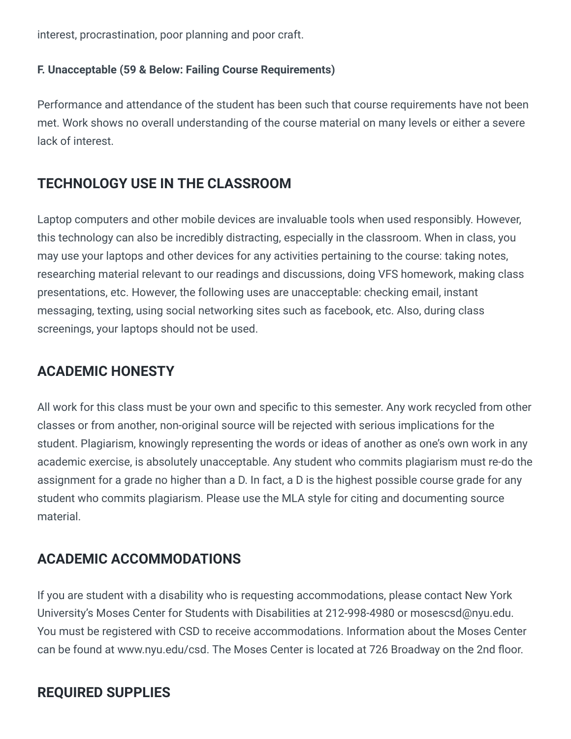interest, procrastination, poor planning and poor craft.

**F. Unacceptable (59 & Below: Failing Course Requirements)**

Performance and attendance of the student has been such that course requirements have not been met. Work shows no overall understanding of the course material on many levels or either a severe lack of interest.

## TECHNOLOGY USE IN THE CLASSROOM

Laptop computers and other mobile devices are invaluable tools when used responsibly. However, this technology can also be incredibly distracting, especially in the classroom. When in class, you may use your laptops and other devices for any activities pertaining to the course: taking notes, researching material relevant to our readings and discussions, doing VFS homework, making class presentations, etc. However, the following uses are unacceptable: checking email, instant messaging, texting, using social networking sites such as facebook, etc. Also, during class screenings, your laptops should not be used.

## ACADEMIC HONESTY

All work for this class must be your own and specific to this semester. Any work recycled from other classes or from another, non-original source will be rejected with serious implications for the student. Plagiarism, knowingly representing the words or ideas of another as one's own work in any academic exercise, is absolutely unacceptable. Any student who commits plagiarism must re-do the assignment for a grade no higher than a D. In fact, a D is the highest possible course grade for any student who commits plagiarism. Please use the MLA style for citing and documenting source material.

## ACADEMIC ACCOMMODATIONS

If you are student with a disability who is requesting accommodations, please contact New York University's Moses Center for Students with Disabilities at 212-998-4980 or mosescsd@nyu.edu. You must be registered with CSD to receive accommodations. Information about the Moses Center can be found at www.nyu.edu/csd. The Moses Center is located at 726 Broadway on the 2nd floor.

## REQUIRED SUPPLIES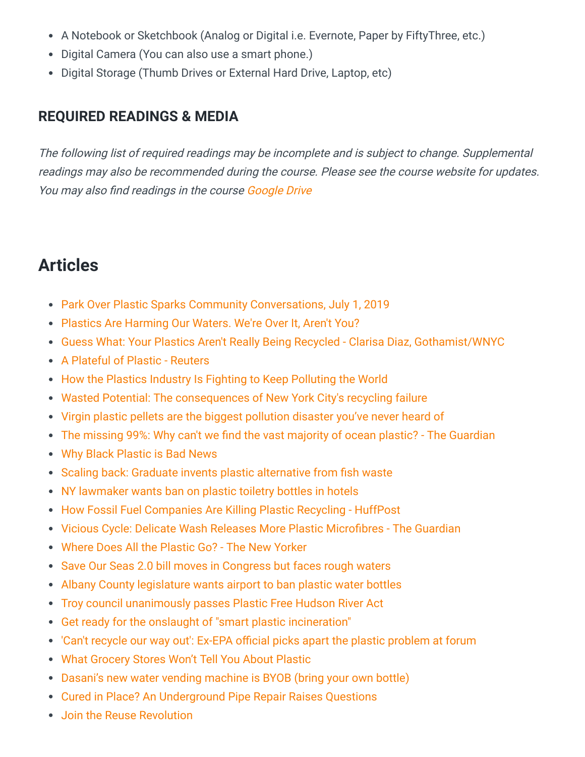- A Notebook or Sketchbook (Analog or Digital i.e. Evernote, Paper by FiftyThree, etc.)
- Digital Camera (You can also use a smart phone.)
- Digital Storage (Thumb Drives or External Hard Drive, Laptop, etc)

### REQUIRED READINGS & MEDIA

*The following list of required readings may be incomplete and is subject to change. Supplemental readings may also be recommended during the course. Please see the course website for updates. You may also find readings in the course Google Drive*

## Articles

- Park Over Plastic Sparks Community Conversations, July 1, 2019
- Plastics Are Harming Our Waters. We're Over It, Aren't You?
- Guess What: Your Plastics Aren't Really Being Recycled - Clarisa Diaz, Gothamist/WNYC
- A Plateful of Plastic - Reuters
- How the Plastics Industry Is Fighting to Keep Polluting the World
- Wasted Potential: The consequences of New York City's recycling failure
- Virgin plastic pellets are the biggest pollution disaster you've never heard of
- The missing 99%: Why can't we find the vast majority of ocean plastic? - The Guardian
- Why Black Plastic is Bad News
- Scaling back: Graduate invents plastic alternative from fish waste
- NY lawmaker wants ban on plastic toiletry bottles in hotels
- How Fossil Fuel Companies Are Killing Plastic Recycling - HuffPost
- Vicious Cycle: Delicate Wash Releases More Plastic Microfibres - The Guardian
- Where Does All the Plastic Go? - The New Yorker
- Save Our Seas 2.0 bill moves in Congress but faces rough waters
- Albany County legislature wants airport to ban plastic water bottles
- Troy council unanimously passes Plastic Free Hudson River Act
- Get ready for the onslaught of "smart plastic incineration"
- 'Can't recycle our way out': Ex-EPA official picks apart the plastic problem at forum
- What Grocery Stores Won't Tell You About Plastic
- Dasani's new water vending machine is BYOB (bring your own bottle)
- Cured in Place? An Underground Pipe Repair Raises Questions
- Join the Reuse Revolution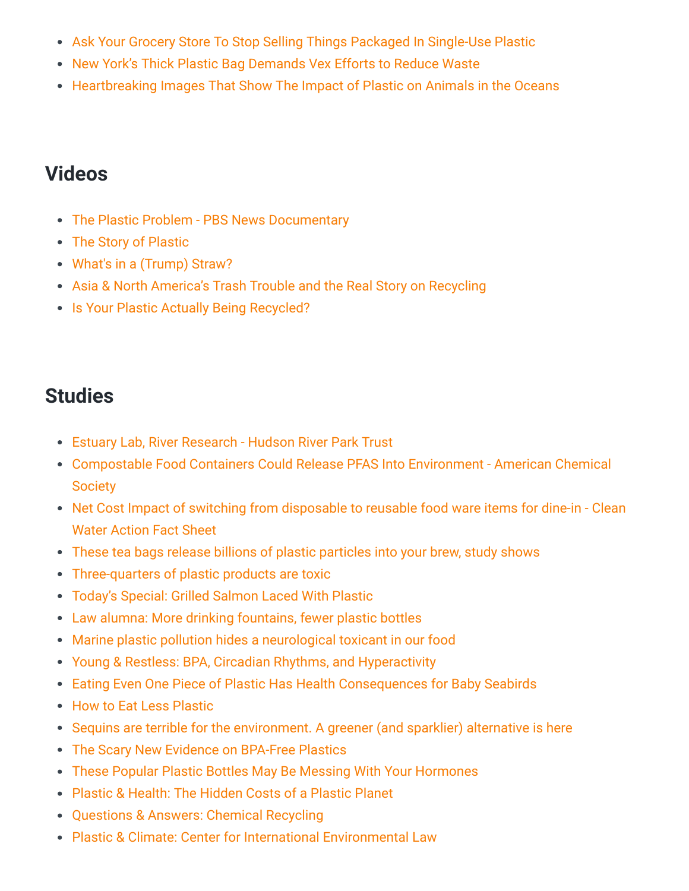- Ask Your Grocery Store To Stop Selling Things Packaged In Single-Use Plastic
- New York's Thick Plastic Bag Demands Vex Efforts to Reduce Waste
- Heartbreaking Images That Show The Impact of Plastic on Animals in the Oceans

## Videos

- The Plastic Problem - PBS News Documentary
- The Story of Plastic
- What's in a (Trump) Straw?
- Asia & North America's Trash Trouble and the Real Story on Recycling
- Is Your Plastic Actually Being Recycled?

## Studies

- Estuary Lab, River Research - Hudson River Park Trust
- Compostable Food Containers Could Release PFAS Into Environment - American Chemical Society
- Net Cost Impact of switching from disposable to reusable food ware items for dine-in - Clean Water Action Fact Sheet
- These tea bags release billions of plastic particles into your brew, study shows
- Three-quarters of plastic products are toxic
- Today's Special: Grilled Salmon Laced With Plastic
- Law alumna: More drinking fountains, fewer plastic bottles
- Marine plastic pollution hides a neurological toxicant in our food
- Young & Restless: BPA, Circadian Rhythms, and Hyperactivity
- Eating Even One Piece of Plastic Has Health Consequences for Baby Seabirds
- How to Eat Less Plastic
- Sequins are terrible for the environment. A greener (and sparklier) alternative is here
- The Scary New Evidence on BPA-Free Plastics
- These Popular Plastic Bottles May Be Messing With Your Hormones
- Plastic & Health: The Hidden Costs of a Plastic Planet
- Questions & Answers: Chemical Recycling
- Plastic & Climate: Center for International Environmental Law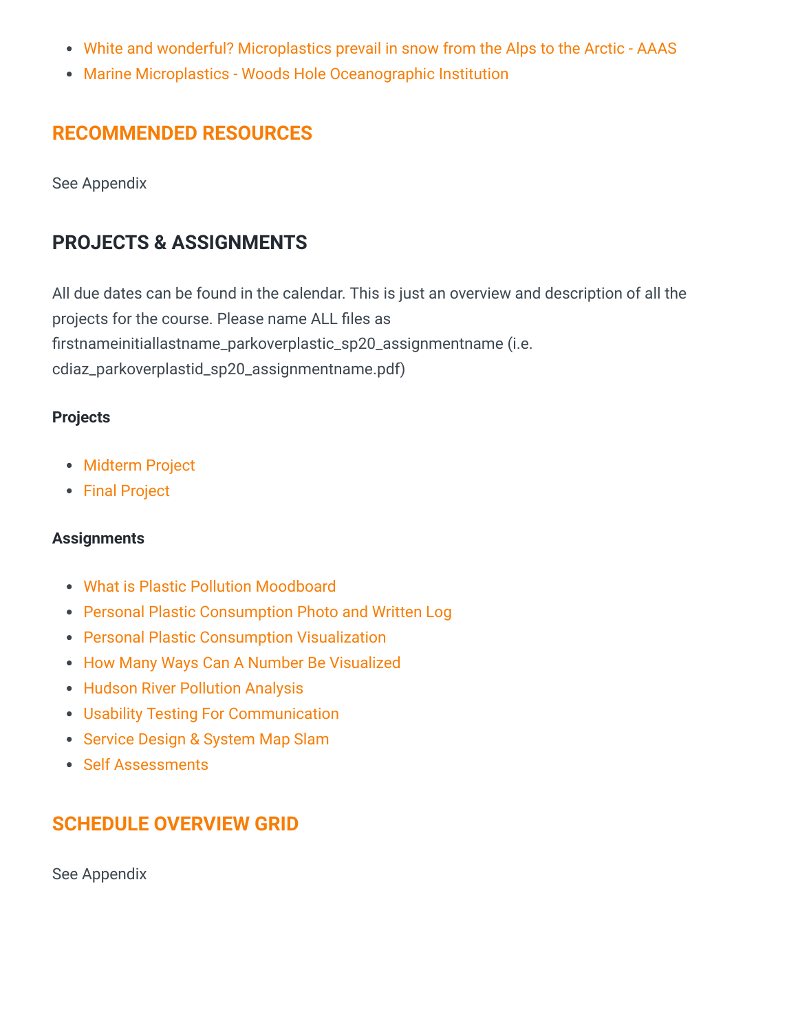- White and wonderful? Microplastics prevail in snow from the Alps to the Arctic - AAAS
- Marine Microplastics - Woods Hole Oceanographic Institution

## RECOMMENDED RESOURCES

See Appendix

## PROJECTS & ASSIGNMENTS

All due dates can be found in the calendar. This is just an overview and description of all the projects for the course. Please name ALL files as firstnameinitiallastname_parkoverplastic_sp20_assignmentname (i.e. cdiaz_parkoverplastid_sp20_assignmentname.pdf)

**Projects**

- Midterm Project
- Final Project

**Assignments**

- What is Plastic Pollution Moodboard
- Personal Plastic Consumption Photo and Written Log
- Personal Plastic Consumption Visualization
- How Many Ways Can A Number Be Visualized
- Hudson River Pollution Analysis
- Usability Testing For Communication
- Service Design & System Map Slam
- Self Assessments

## SCHEDULE OVERVIEW GRID

See Appendix